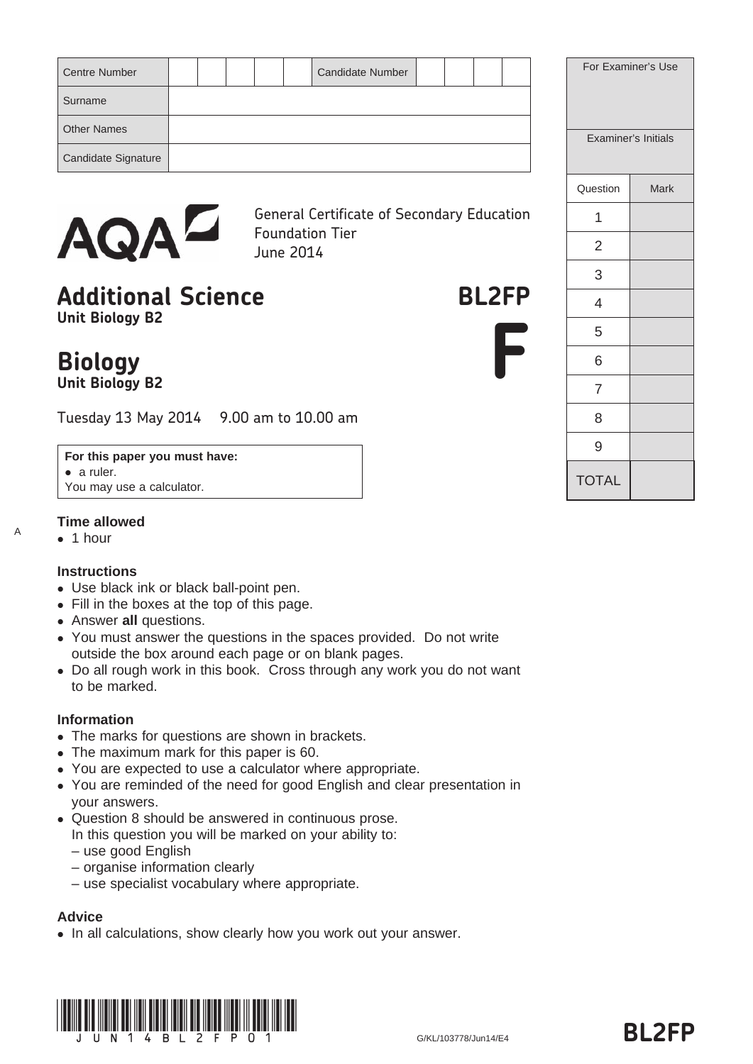| Centre Number | | | | | | Candidate Number | | | | |
|---|---|---|---|---|---|---|---|---|---|---|
| Surname | | | | | | | | | | |
| Other Names | | | | | | | | | | |
| Candidate Signature | | | | | | | | | | |

| For Examiner's Use | |
|---|---|
| Examiner's Initials | |
| Question | Mark |
| 1 | |
| 2 | |
| 3 | |
| 4 | |
| 5 | |
| 6 | |
| 7 | |
| 8 | |
| 9 | |
| TOTAL | |

AQA

General Certificate of Secondary Education
Foundation Tier
June 2014

# Additional Science — BL2FP

**Unit Biology B2**

# Biology

**Unit Biology B2**

**F**

Tuesday 13 May 2014 9.00 am to 10.00 am

**For this paper you must have:**
- a ruler.

You may use a calculator.

A

### Time allowed
- 1 hour

### Instructions
- Use black ink or black ball-point pen.
- Fill in the boxes at the top of this page.
- Answer **all** questions.
- You must answer the questions in the spaces provided. Do not write outside the box around each page or on blank pages.
- Do all rough work in this book. Cross through any work you do not want to be marked.

### Information
- The marks for questions are shown in brackets.
- The maximum mark for this paper is 60.
- You are expected to use a calculator where appropriate.
- You are reminded of the need for good English and clear presentation in your answers.
- Question 8 should be answered in continuous prose.
  In this question you will be marked on your ability to:
  – use good English
  – organise information clearly
  – use specialist vocabulary where appropriate.

### Advice
- In all calculations, show clearly how you work out your answer.

J U N 1 4 B L 2 F P 0 1

G/KL/103778/Jun14/E4

BL2FP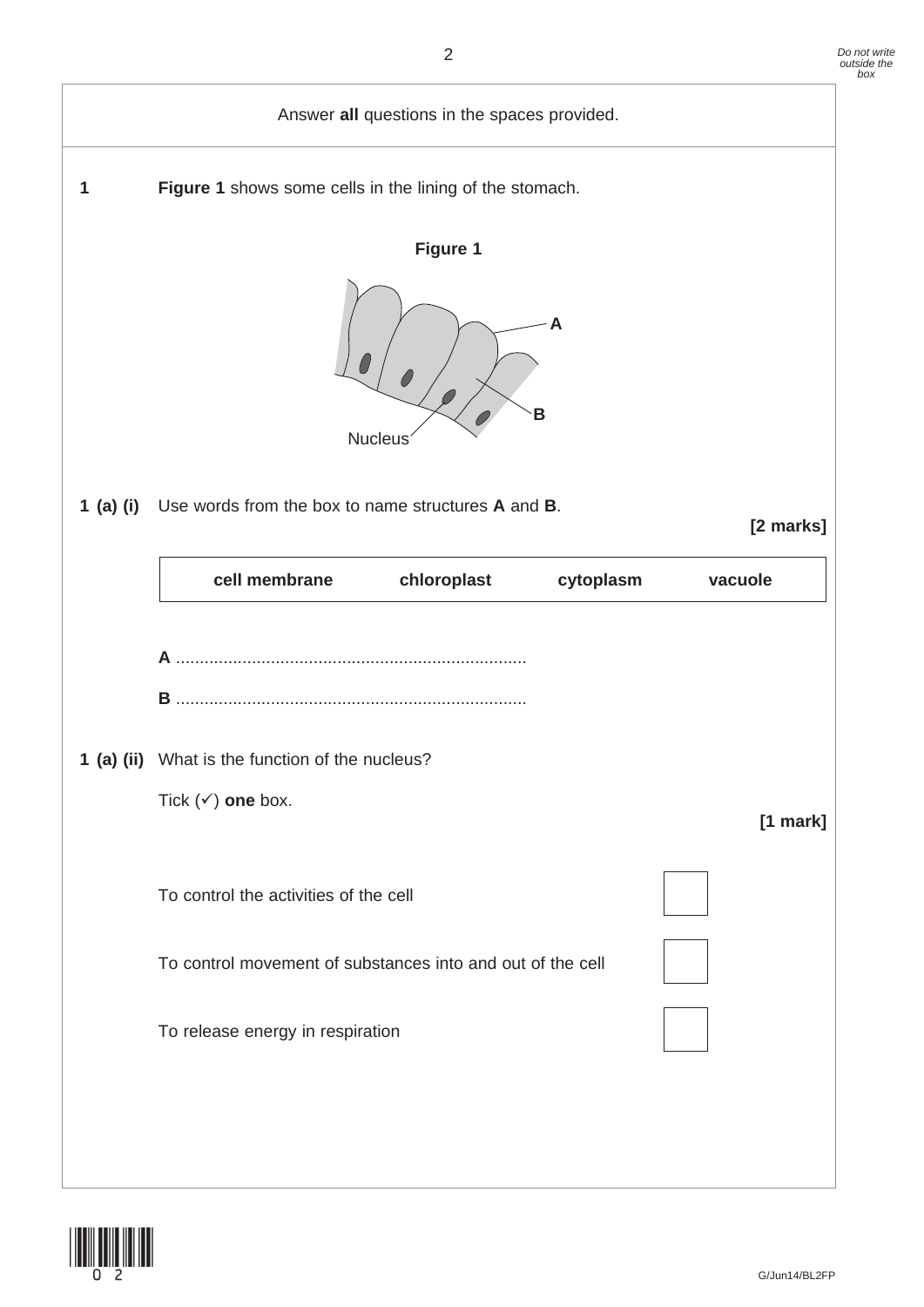Answer **all** questions in the spaces provided.

**1** **Figure 1** shows some cells in the lining of the stomach.

**Figure 1**

A

B

Nucleus

**1 (a) (i)** Use words from the box to name structures **A** and **B**.

**[2 marks]**

| **cell membrane** | **chloroplast** | **cytoplasm** | **vacuole** |
|---|---|---|---|

**A** ..........................................................................

**B** ..........................................................................

**1 (a) (ii)** What is the function of the nucleus?

Tick (✓) **one** box.

**[1 mark]**

To control the activities of the cell ☐

To control movement of substances into and out of the cell ☐

To release energy in respiration ☐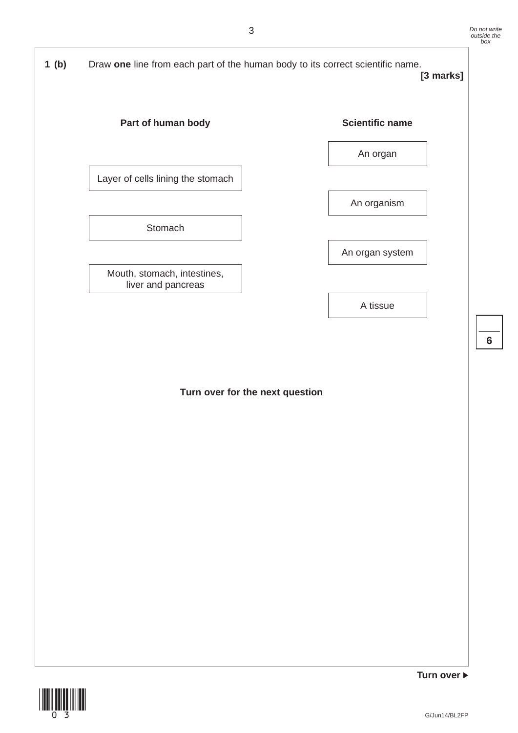**1 (b)** Draw **one** line from each part of the human body to its correct scientific name.

**[3 marks]**

| Part of human body | Scientific name |
| --- | --- |
| | An organ |
| Layer of cells lining the stomach | |
| | An organism |
| Stomach | |
| | An organ system |
| Mouth, stomach, intestines, liver and pancreas | |
| | A tissue |

**Turn over for the next question**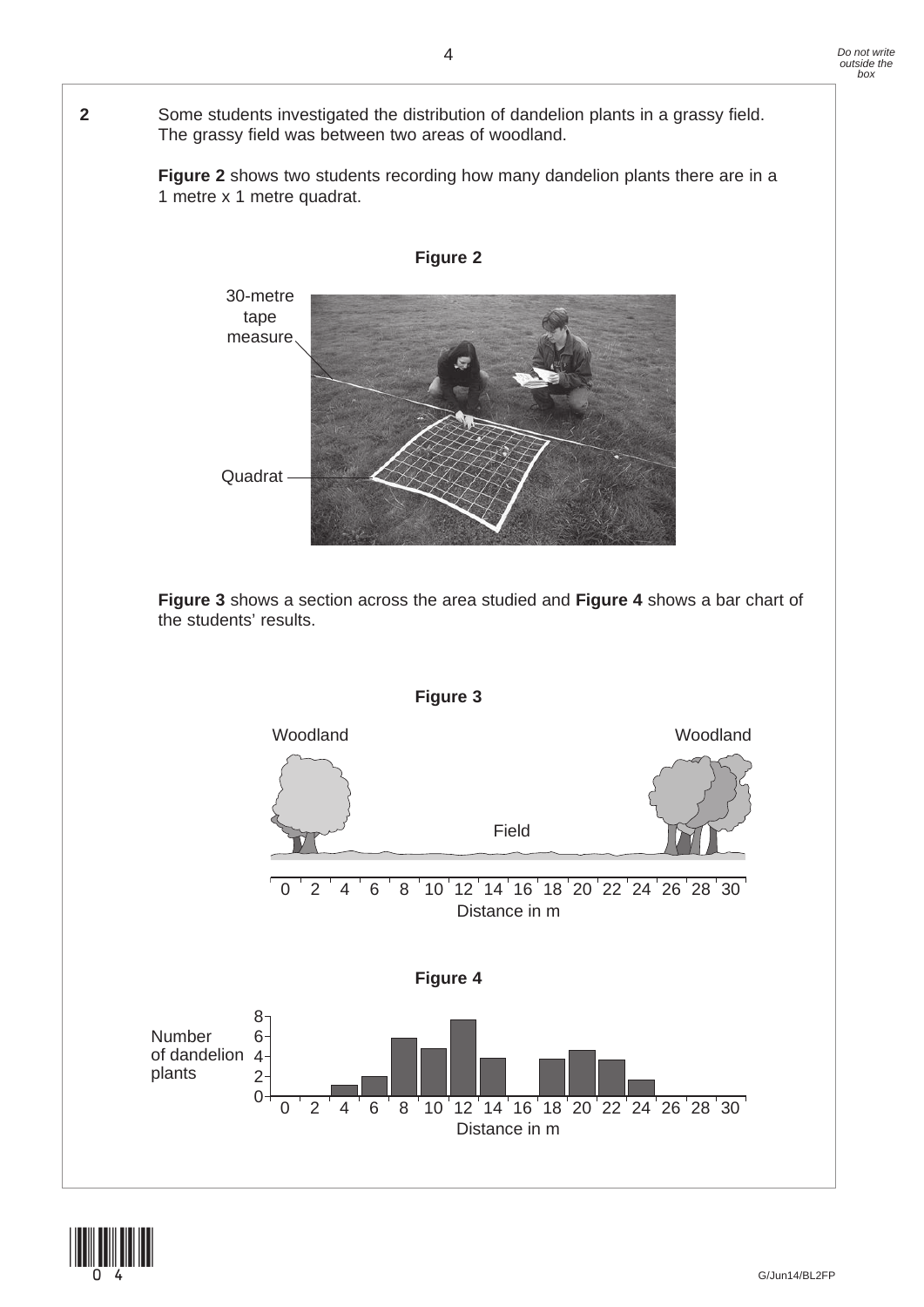**2** Some students investigated the distribution of dandelion plants in a grassy field. The grassy field was between two areas of woodland.

**Figure 2** shows two students recording how many dandelion plants there are in a 1 metre x 1 metre quadrat.

**Figure 2**

30-metre tape measure

Quadrat

**Figure 3** shows a section across the area studied and **Figure 4** shows a bar chart of the students' results.

**Figure 3**

Woodland

Woodland

Field

0 2 4 6 8 10 12 14 16 18 20 22 24 26 28 30

Distance in m

**Figure 4**

Number of dandelion plants

0 2 4 6 8

0 2 4 6 8 10 12 14 16 18 20 22 24 26 28 30

Distance in m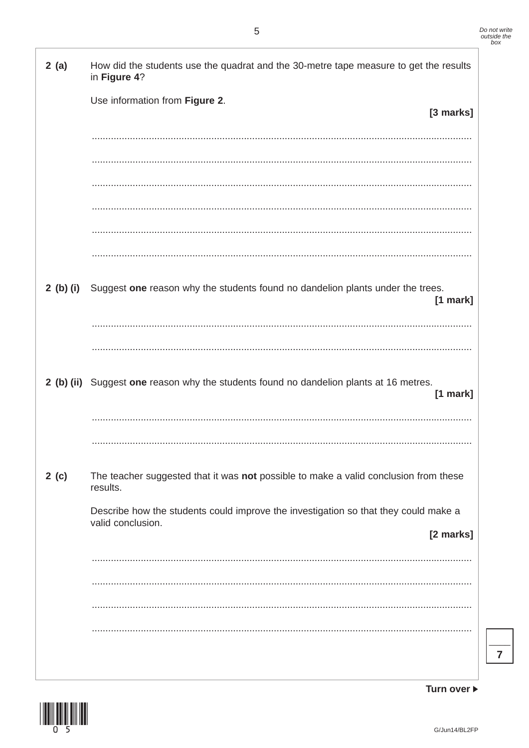**2 (a)** How did the students use the quadrat and the 30-metre tape measure to get the results in **Figure 4**?

Use information from **Figure 2**.

**[3 marks]**

..........................................................................................................................................

..........................................................................................................................................

..........................................................................................................................................

..........................................................................................................................................

..........................................................................................................................................

..........................................................................................................................................

**2 (b) (i)** Suggest **one** reason why the students found no dandelion plants under the trees.

**[1 mark]**

..........................................................................................................................................

..........................................................................................................................................

**2 (b) (ii)** Suggest **one** reason why the students found no dandelion plants at 16 metres.

**[1 mark]**

..........................................................................................................................................

..........................................................................................................................................

**2 (c)** The teacher suggested that it was **not** possible to make a valid conclusion from these results.

Describe how the students could improve the investigation so that they could make a valid conclusion.

**[2 marks]**

..........................................................................................................................................

..........................................................................................................................................

..........................................................................................................................................

..........................................................................................................................................

**Turn over ▶**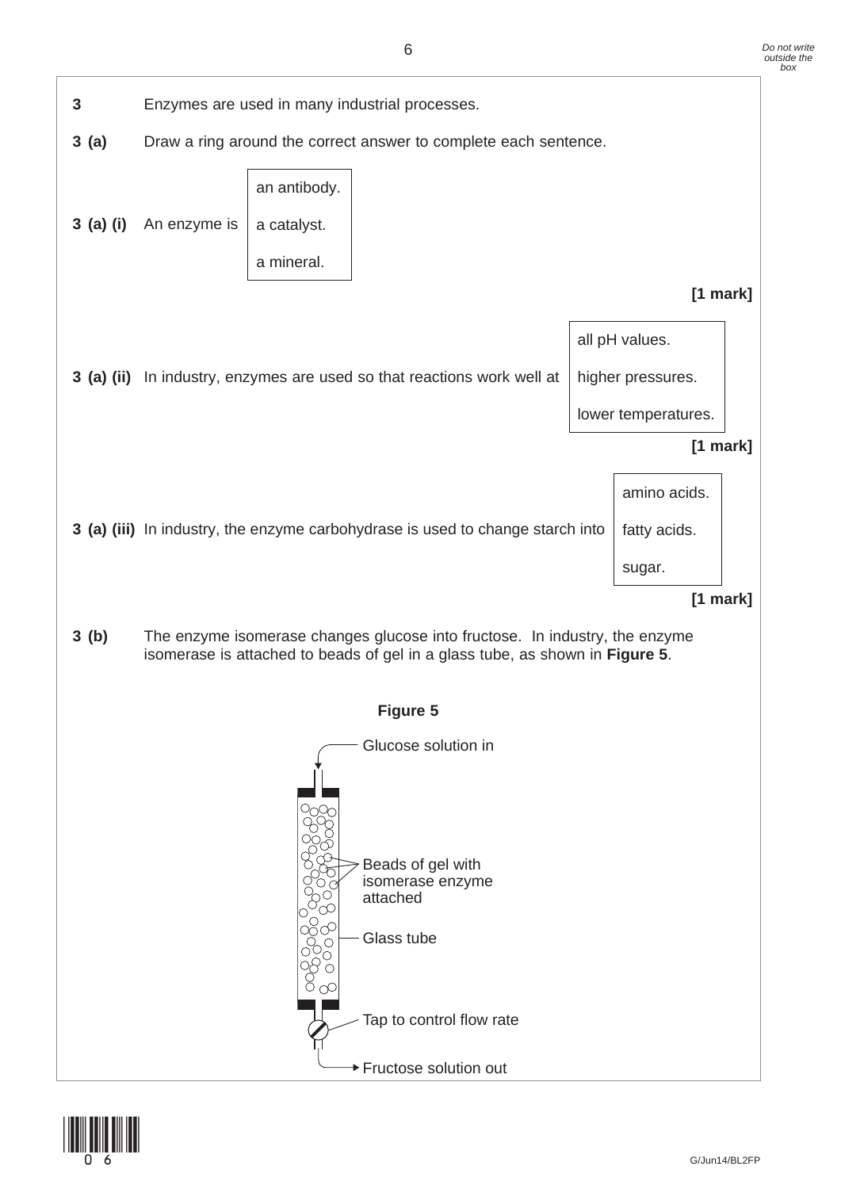**3** Enzymes are used in many industrial processes.

**3 (a)** Draw a ring around the correct answer to complete each sentence.

**3 (a) (i)** An enzyme is

- an antibody.
- a catalyst.
- a mineral.

**[1 mark]**

**3 (a) (ii)** In industry, enzymes are used so that reactions work well at

- all pH values.
- higher pressures.
- lower temperatures.

**[1 mark]**

**3 (a) (iii)** In industry, the enzyme carbohydrase is used to change starch into

- amino acids.
- fatty acids.
- sugar.

**[1 mark]**

**3 (b)** The enzyme isomerase changes glucose into fructose. In industry, the enzyme isomerase is attached to beads of gel in a glass tube, as shown in **Figure 5**.

**Figure 5**

Glucose solution in

Beads of gel with isomerase enzyme attached

Glass tube

Tap to control flow rate

Fructose solution out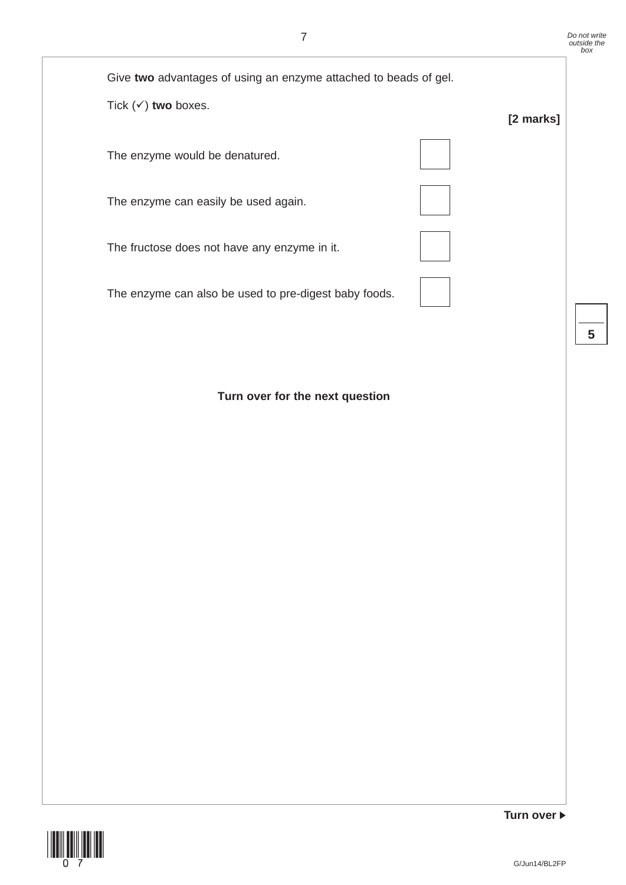Give **two** advantages of using an enzyme attached to beads of gel.

Tick (✓) **two** boxes.

**[2 marks]**

| | |
|---|---|
| The enzyme would be denatured. | ☐ |
| The enzyme can easily be used again. | ☐ |
| The fructose does not have any enzyme in it. | ☐ |
| The enzyme can also be used to pre-digest baby foods. | ☐ |

**Turn over for the next question**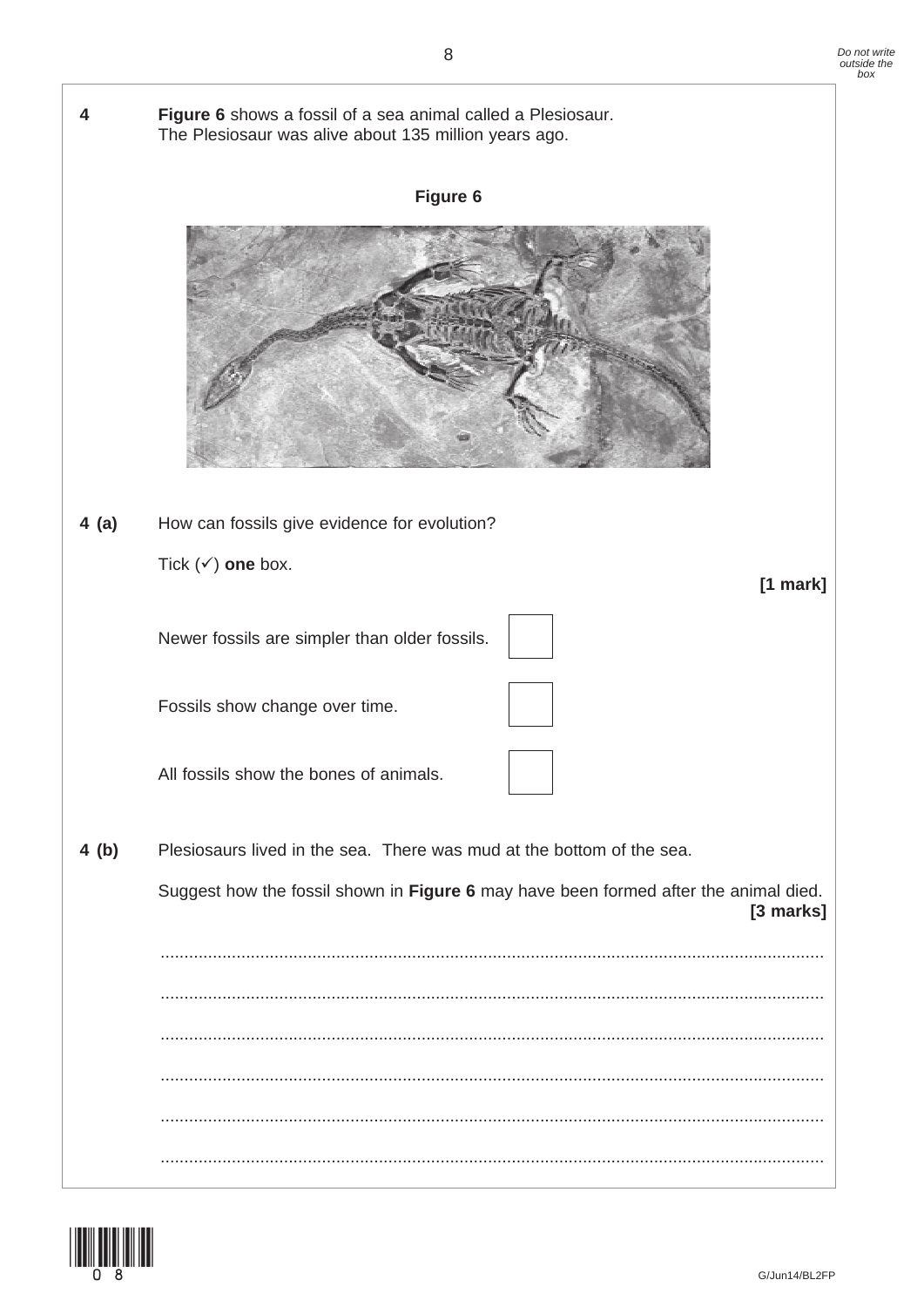**4** **Figure 6** shows a fossil of a sea animal called a Plesiosaur.
The Plesiosaur was alive about 135 million years ago.

**Figure 6**

**4 (a)** How can fossils give evidence for evolution?

Tick (✓) **one** box.

**[1 mark]**

Newer fossils are simpler than older fossils. ☐

Fossils show change over time. ☐

All fossils show the bones of animals. ☐

**4 (b)** Plesiosaurs lived in the sea. There was mud at the bottom of the sea.

Suggest how the fossil shown in **Figure 6** may have been formed after the animal died.

**[3 marks]**

.............................................................................................................................................

.............................................................................................................................................

.............................................................................................................................................

.............................................................................................................................................

.............................................................................................................................................

.............................................................................................................................................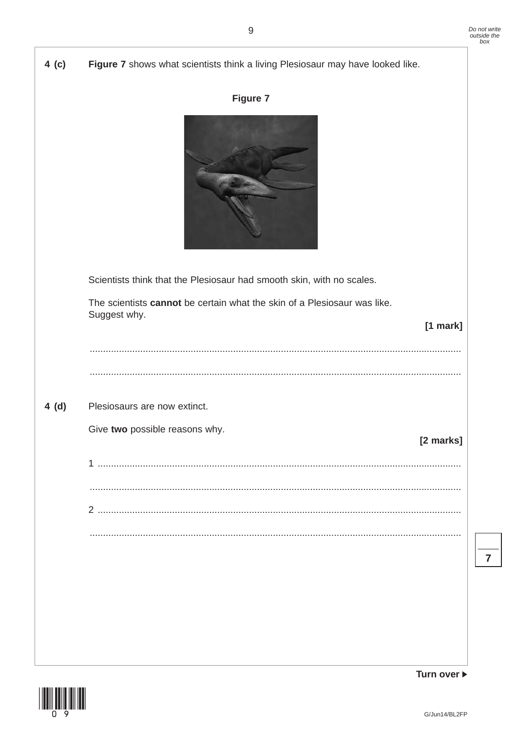**4 (c)** **Figure 7** shows what scientists think a living Plesiosaur may have looked like.

**Figure 7**

Scientists think that the Plesiosaur had smooth skin, with no scales.

The scientists **cannot** be certain what the skin of a Plesiosaur was like.
Suggest why.

**[1 mark]**

..............................................................................................................................................

..............................................................................................................................................

**4 (d)** Plesiosaurs are now extinct.

Give **two** possible reasons why.

**[2 marks]**

1 ............................................................................................................................................

..............................................................................................................................................

2 ............................................................................................................................................

..............................................................................................................................................

**Turn over ▶**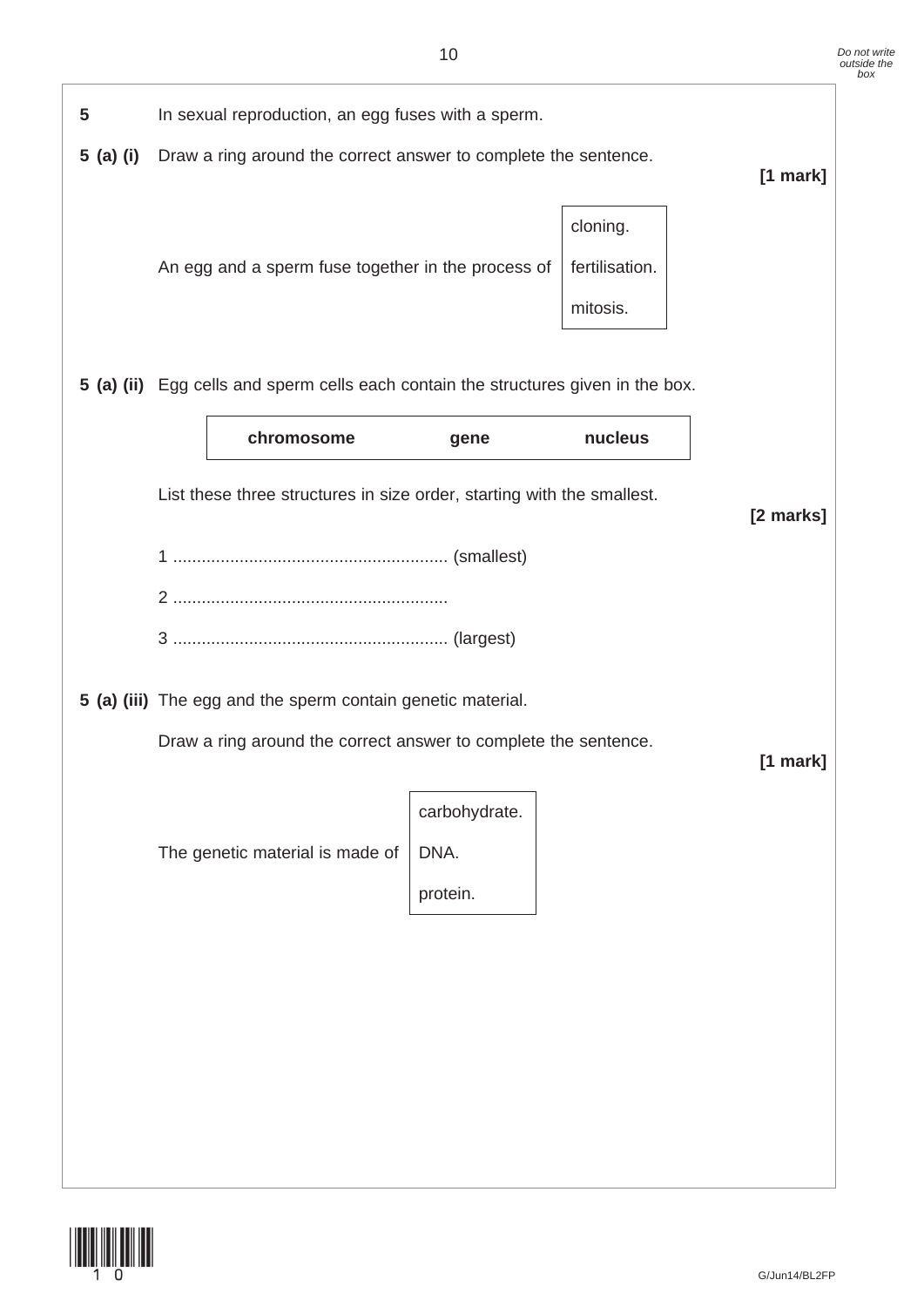**5** In sexual reproduction, an egg fuses with a sperm.

**5 (a) (i)** Draw a ring around the correct answer to complete the sentence.

**[1 mark]**

An egg and a sperm fuse together in the process of

| |
|---|
| cloning. |
| fertilisation. |
| mitosis. |

**5 (a) (ii)** Egg cells and sperm cells each contain the structures given in the box.

| chromosome | gene | nucleus |
|---|---|---|

List these three structures in size order, starting with the smallest.

**[2 marks]**

1 .......................................................... (smallest)

2 ..........................................................

3 .......................................................... (largest)

**5 (a) (iii)** The egg and the sperm contain genetic material.

Draw a ring around the correct answer to complete the sentence.

**[1 mark]**

The genetic material is made of

| |
|---|
| carbohydrate. |
| DNA. |
| protein. |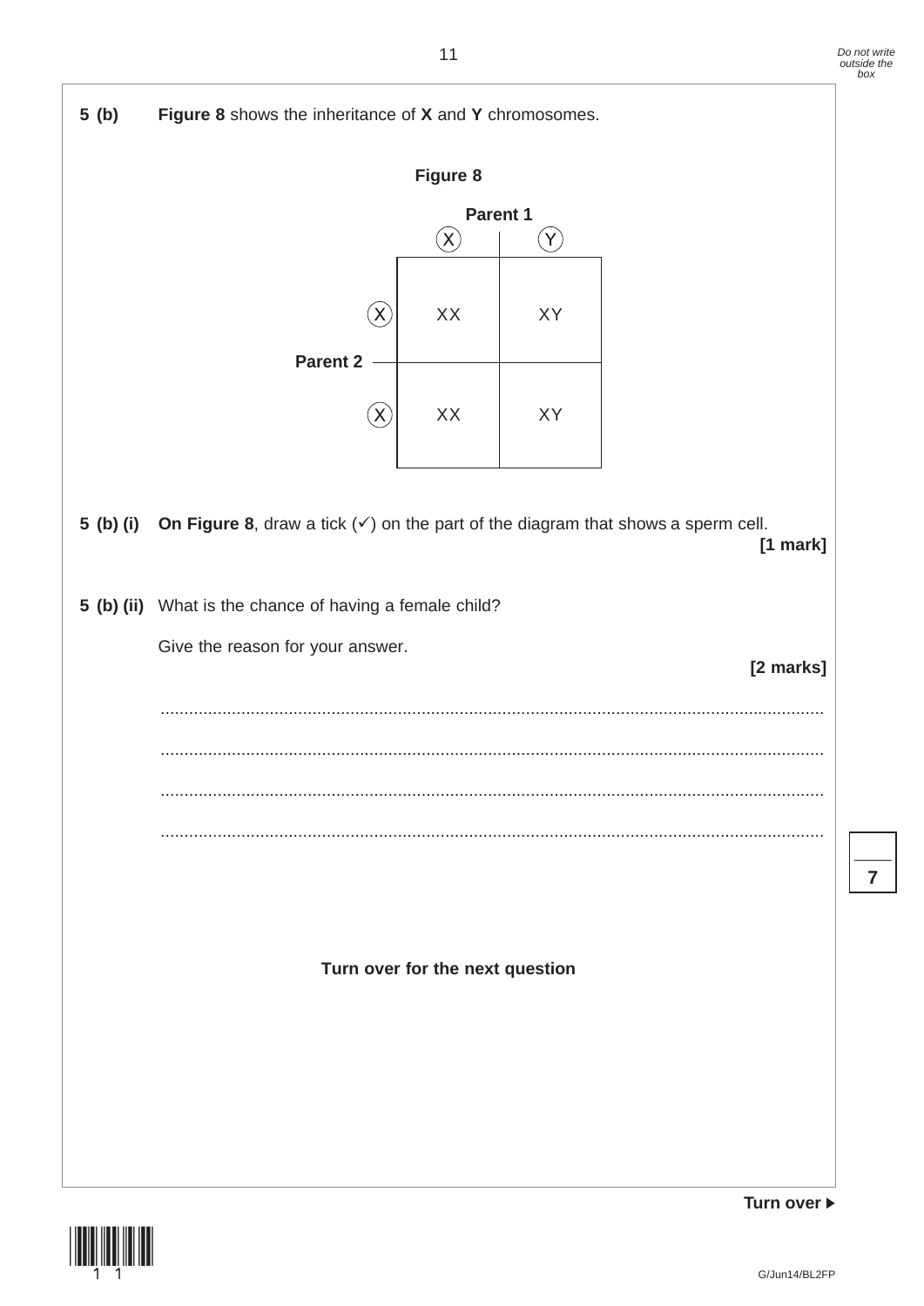**5 (b)** **Figure 8** shows the inheritance of **X** and **Y** chromosomes.

**Figure 8**

| | | **Parent 1** X | **Parent 1** Y |
|---|---|---|---|
| **Parent 2** | X | XX | XY |
| | X | XX | XY |

**5 (b) (i)** **On Figure 8**, draw a tick (✓) on the part of the diagram that shows a sperm cell. **[1 mark]**

**5 (b) (ii)** What is the chance of having a female child?

Give the reason for your answer. **[2 marks]**

........................................................................................................................................

........................................................................................................................................

........................................................................................................................................

........................................................................................................................................

**Turn over for the next question**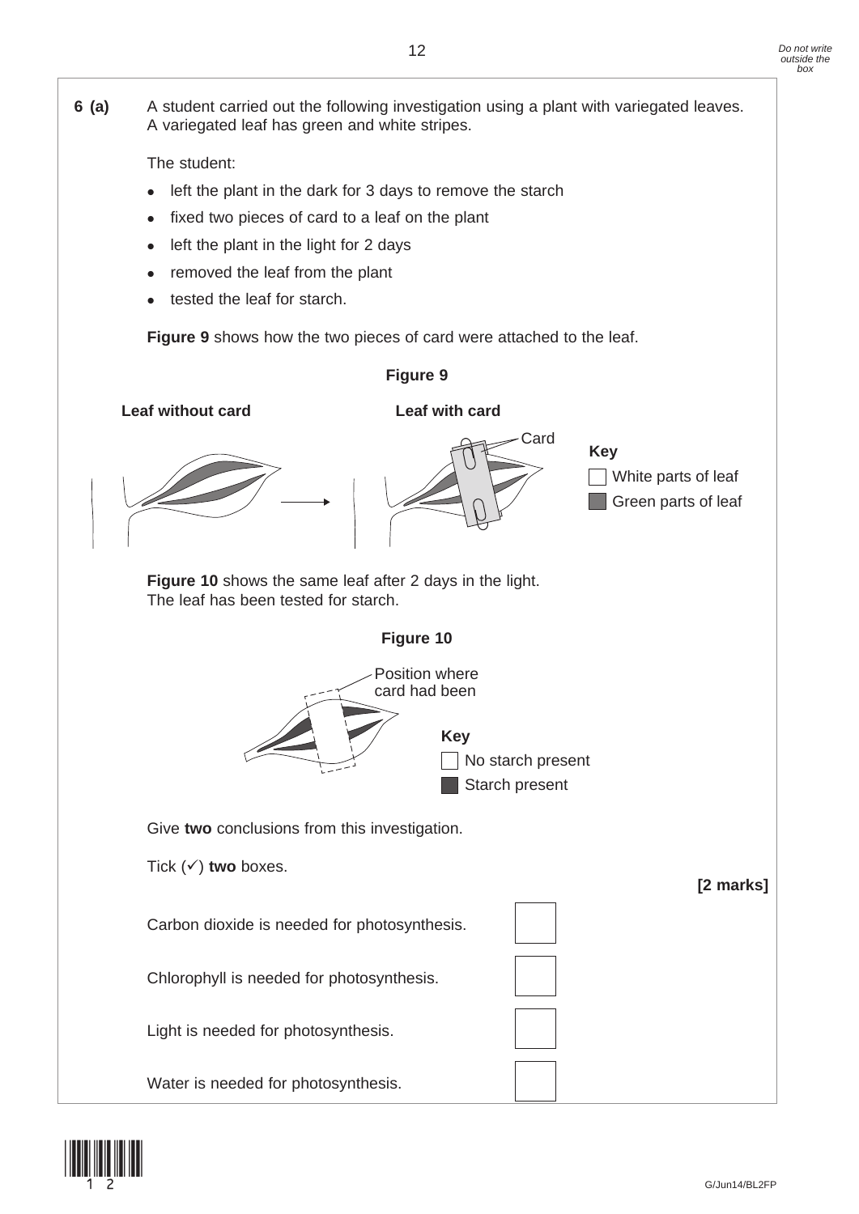**6 (a)** A student carried out the following investigation using a plant with variegated leaves. A variegated leaf has green and white stripes.

The student:

- left the plant in the dark for 3 days to remove the starch
- fixed two pieces of card to a leaf on the plant
- left the plant in the light for 2 days
- removed the leaf from the plant
- tested the leaf for starch.

**Figure 9** shows how the two pieces of card were attached to the leaf.

**Figure 9**

**Leaf without card** → **Leaf with card**

Card

**Key**
☐ White parts of leaf
■ Green parts of leaf

**Figure 10** shows the same leaf after 2 days in the light.
The leaf has been tested for starch.

**Figure 10**

Position where card had been

**Key**
☐ No starch present
■ Starch present

Give **two** conclusions from this investigation.

Tick (✓) **two** boxes.

**[2 marks]**

Carbon dioxide is needed for photosynthesis. ☐

Chlorophyll is needed for photosynthesis. ☐

Light is needed for photosynthesis. ☐

Water is needed for photosynthesis. ☐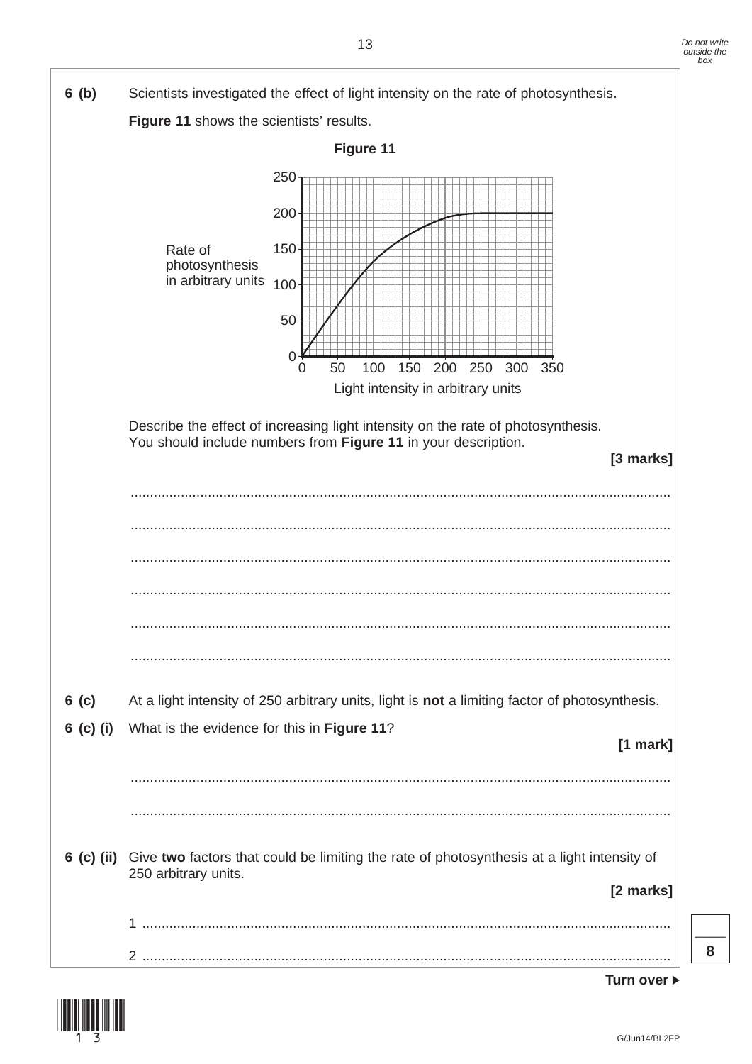**6 (b)** Scientists investigated the effect of light intensity on the rate of photosynthesis.

**Figure 11** shows the scientists' results.

**Figure 11**

Rate of photosynthesis in arbitrary units (y-axis: 0, 50, 100, 150, 200, 250)

Light intensity in arbitrary units (x-axis: 0, 50, 100, 150, 200, 250, 300, 350)

Describe the effect of increasing light intensity on the rate of photosynthesis.
You should include numbers from **Figure 11** in your description.

**[3 marks]**

..........................................................................................................................................

..........................................................................................................................................

..........................................................................................................................................

..........................................................................................................................................

..........................................................................................................................................

..........................................................................................................................................

**6 (c)** At a light intensity of 250 arbitrary units, light is **not** a limiting factor of photosynthesis.

**6 (c) (i)** What is the evidence for this in **Figure 11**?

**[1 mark]**

..........................................................................................................................................

..........................................................................................................................................

**6 (c) (ii)** Give **two** factors that could be limiting the rate of photosynthesis at a light intensity of 250 arbitrary units.

**[2 marks]**

1 ......................................................................................................................................

2 ......................................................................................................................................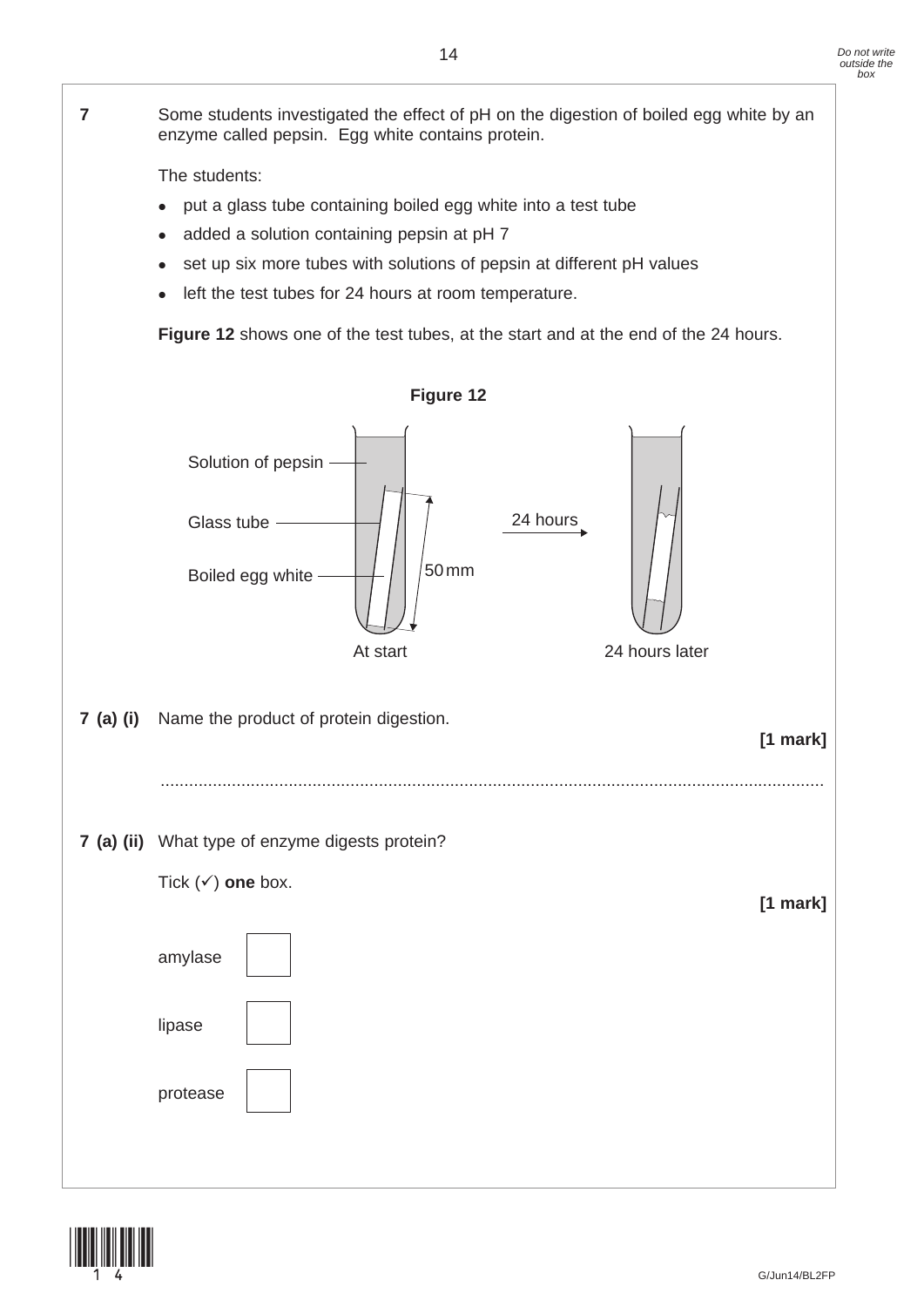**7** Some students investigated the effect of pH on the digestion of boiled egg white by an enzyme called pepsin. Egg white contains protein.

The students:

- put a glass tube containing boiled egg white into a test tube
- added a solution containing pepsin at pH 7
- set up six more tubes with solutions of pepsin at different pH values
- left the test tubes for 24 hours at room temperature.

**Figure 12** shows one of the test tubes, at the start and at the end of the 24 hours.

**Figure 12**

Solution of pepsin

Glass tube

Boiled egg white

50 mm

24 hours

At start

24 hours later

**7 (a) (i)** Name the product of protein digestion.

**[1 mark]**

.............................................................................................................................................

**7 (a) (ii)** What type of enzyme digests protein?

Tick (✓) **one** box.

**[1 mark]**

amylase ☐

lipase ☐

protease ☐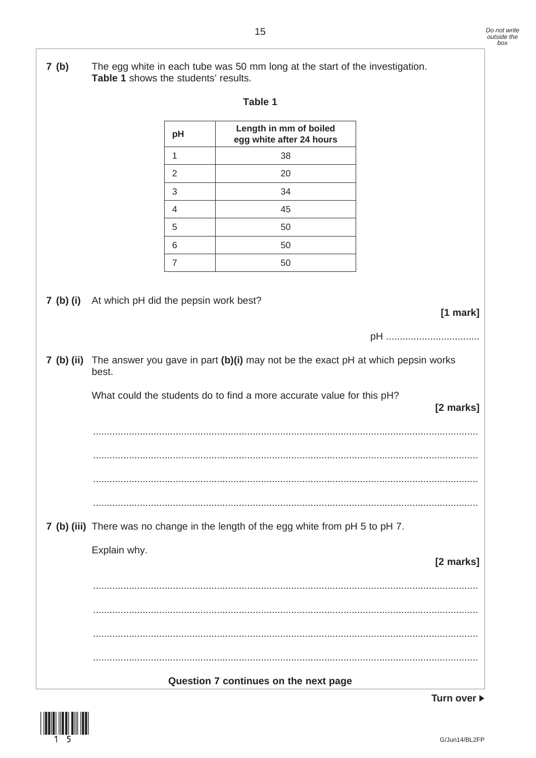**7 (b)** The egg white in each tube was 50 mm long at the start of the investigation. **Table 1** shows the students' results.

**Table 1**

| pH | Length in mm of boiled egg white after 24 hours |
|---|---|
| 1 | 38 |
| 2 | 20 |
| 3 | 34 |
| 4 | 45 |
| 5 | 50 |
| 6 | 50 |
| 7 | 50 |

**7 (b) (i)** At which pH did the pepsin work best?

**[1 mark]**

pH ..................................

**7 (b) (ii)** The answer you gave in part **(b)(i)** may not be the exact pH at which pepsin works best.

What could the students do to find a more accurate value for this pH?

**[2 marks]**

.............................................................................................................................................

.............................................................................................................................................

.............................................................................................................................................

.............................................................................................................................................

**7 (b) (iii)** There was no change in the length of the egg white from pH 5 to pH 7.

Explain why.

**[2 marks]**

.............................................................................................................................................

.............................................................................................................................................

.............................................................................................................................................

.............................................................................................................................................

**Question 7 continues on the next page**

**Turn over ▶**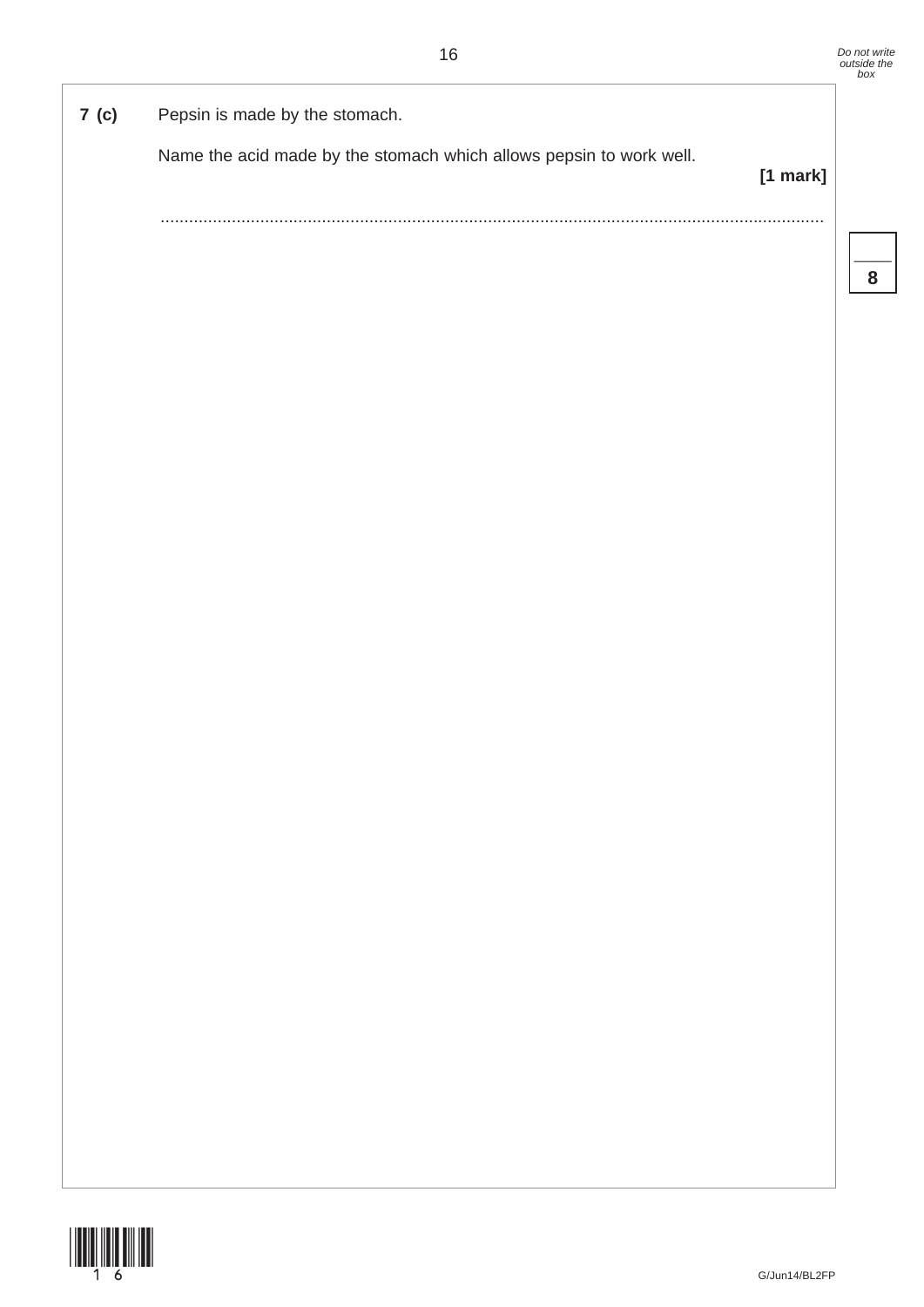**7 (c)** Pepsin is made by the stomach.

Name the acid made by the stomach which allows pepsin to work well.

**[1 mark]**

.............................................................................................................................................

**8**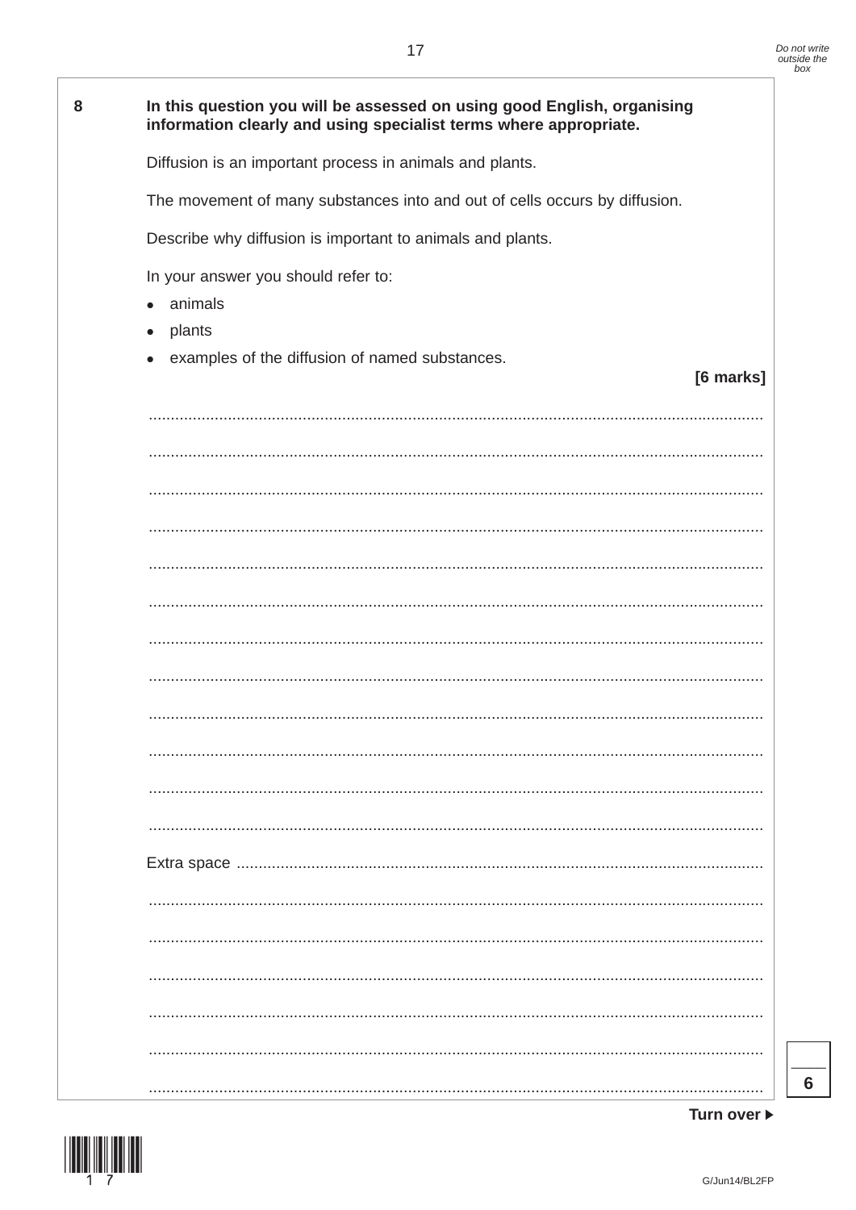**8** **In this question you will be assessed on using good English, organising information clearly and using specialist terms where appropriate.**

Diffusion is an important process in animals and plants.

The movement of many substances into and out of cells occurs by diffusion.

Describe why diffusion is important to animals and plants.

In your answer you should refer to:

- animals
- plants
- examples of the diffusion of named substances.

**[6 marks]**

............................................................................................................................................

............................................................................................................................................

............................................................................................................................................

............................................................................................................................................

............................................................................................................................................

............................................................................................................................................

............................................................................................................................................

............................................................................................................................................

............................................................................................................................................

............................................................................................................................................

............................................................................................................................................

............................................................................................................................................

Extra space ............................................................................................................................

............................................................................................................................................

............................................................................................................................................

............................................................................................................................................

............................................................................................................................................

............................................................................................................................................

............................................................................................................................................

**Turn over ▶**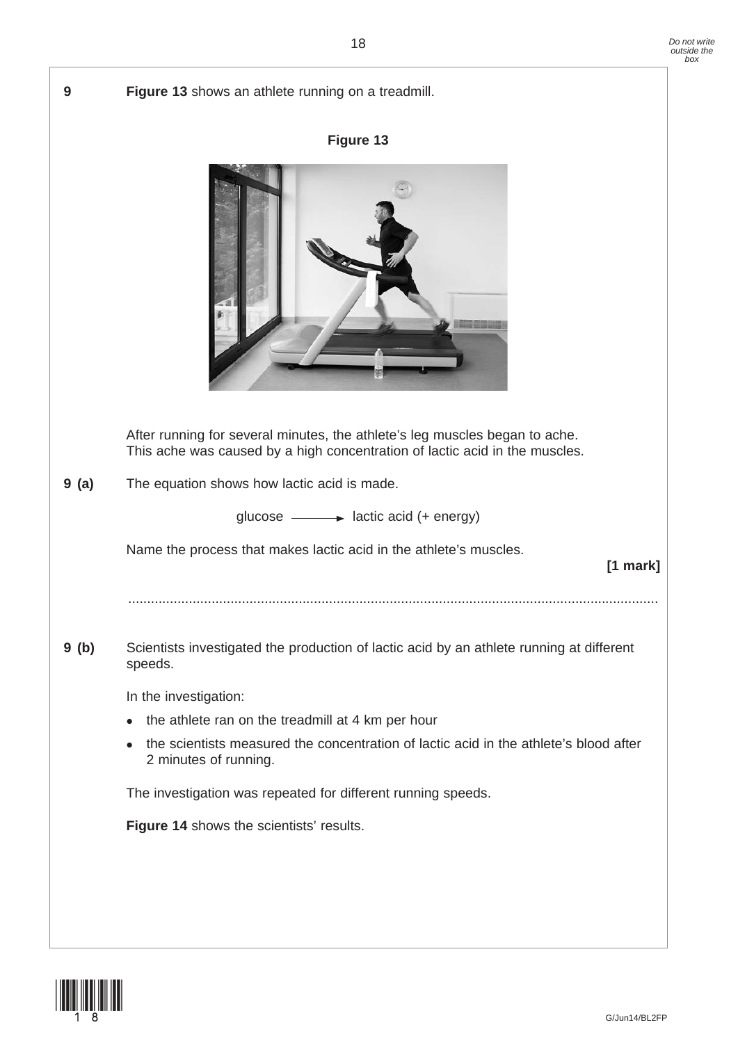**9** **Figure 13** shows an athlete running on a treadmill.

**Figure 13**

After running for several minutes, the athlete's leg muscles began to ache.
This ache was caused by a high concentration of lactic acid in the muscles.

**9 (a)** The equation shows how lactic acid is made.

glucose ⟶ lactic acid (+ energy)

Name the process that makes lactic acid in the athlete's muscles.

**[1 mark]**

............................................................................................................................................

**9 (b)** Scientists investigated the production of lactic acid by an athlete running at different speeds.

In the investigation:

- the athlete ran on the treadmill at 4 km per hour
- the scientists measured the concentration of lactic acid in the athlete's blood after 2 minutes of running.

The investigation was repeated for different running speeds.

**Figure 14** shows the scientists' results.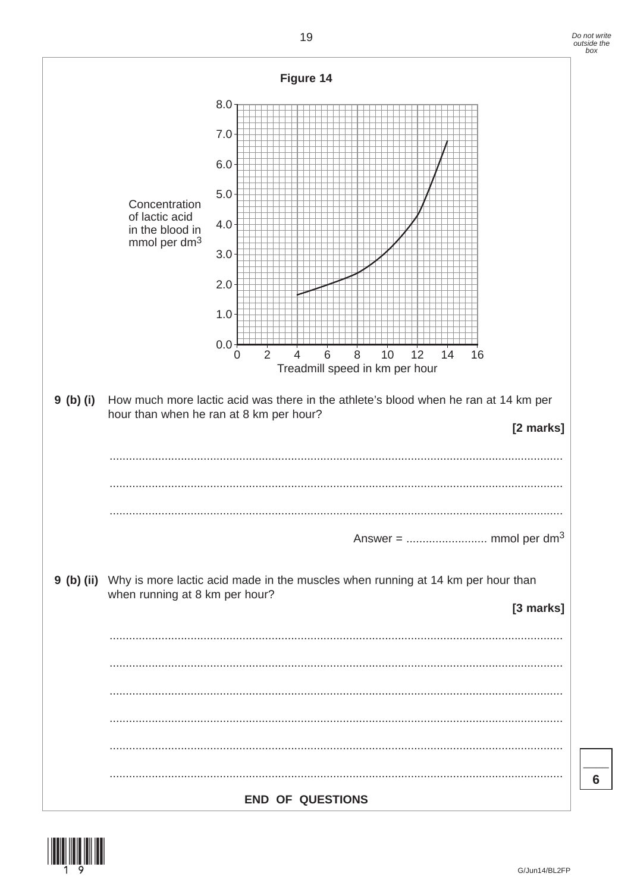**Figure 14**

Concentration of lactic acid in the blood in mmol per $dm^3$ (y-axis: 0.0 to 8.0)

Treadmill speed in km per hour (x-axis: 0 to 16)

**9 (b) (i)** How much more lactic acid was there in the athlete's blood when he ran at 14 km per hour than when he ran at 8 km per hour?

**[2 marks]**

.......................................................................................................................................

.......................................................................................................................................

.......................................................................................................................................

Answer = ......................... mmol per $dm^3$

**9 (b) (ii)** Why is more lactic acid made in the muscles when running at 14 km per hour than when running at 8 km per hour?

**[3 marks]**

.......................................................................................................................................

.......................................................................................................................................

.......................................................................................................................................

.......................................................................................................................................

.......................................................................................................................................

.......................................................................................................................................

**END OF QUESTIONS**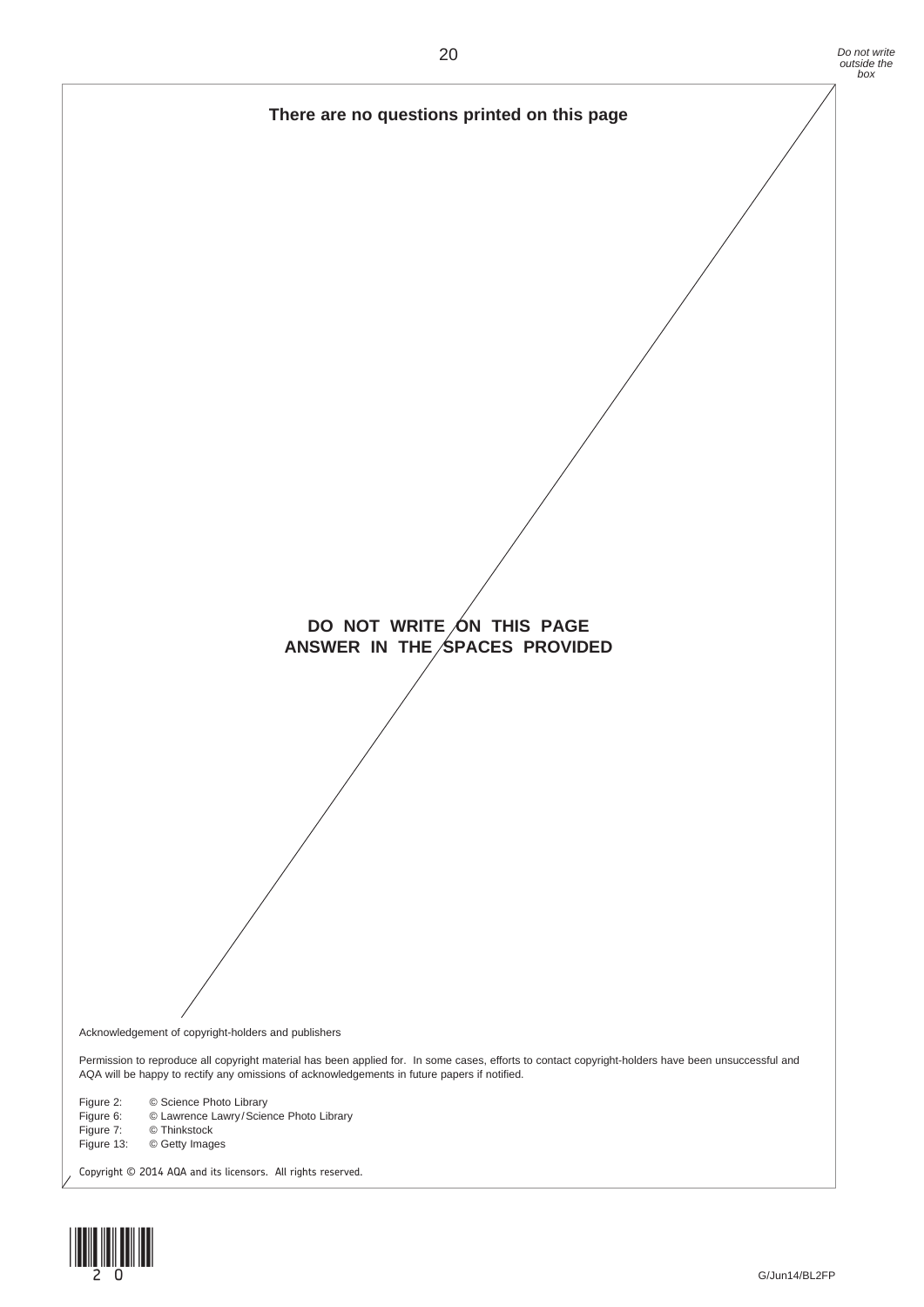**There are no questions printed on this page**

**DO NOT WRITE ON THIS PAGE**
**ANSWER IN THE SPACES PROVIDED**

Acknowledgement of copyright-holders and publishers

Permission to reproduce all copyright material has been applied for. In some cases, efforts to contact copyright-holders have been unsuccessful and AQA will be happy to rectify any omissions of acknowledgements in future papers if notified.

Figure 2: © Science Photo Library
Figure 6: © Lawrence Lawry / Science Photo Library
Figure 7: © Thinkstock
Figure 13: © Getty Images

Copyright © 2014 AQA and its licensors. All rights reserved.